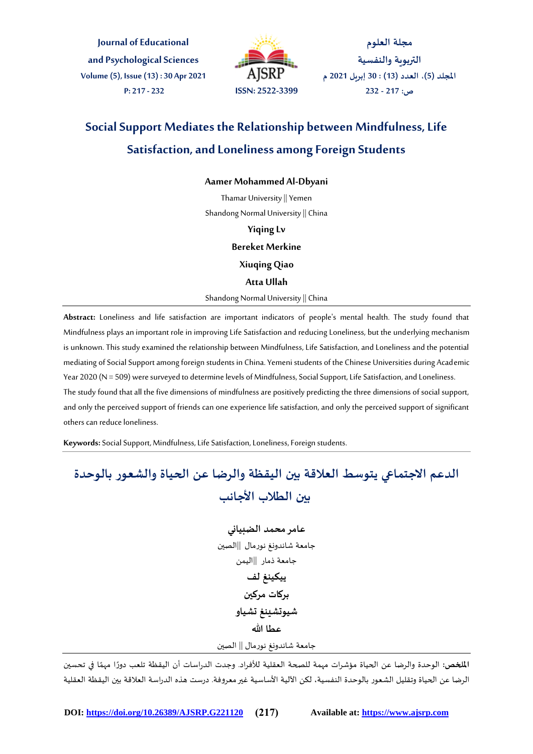# Social Support Mediates the Relationship between Mindfulness, Life Satisfaction, and Loneliness among Foreign Students

**Aamer Mohammed Al-Dbyani**

Thamar University || Yemen

Shandong Normal University || China

**Yiqing Lv**

**Bereket Merkine**

**Xiuqing Qiao**

**Atta Ullah**

Shandong Normal University || China

**Abstract:** Loneliness and life satisfaction are important indicators of people's mental health. The study found that Mindfulness plays an important role in improving Life Satisfaction and reducing Loneliness, but the underlying mechanism is unknown. This study examined the relationship between Mindfulness, Life Satisfaction, and Loneliness and the potential mediating of Social Support among foreign students in China. Yemeni students of the Chinese Universities during Academic Year 2020 (N = 509) were surveyed to determine levels of Mindfulness, Social Support, Life Satisfaction, and Loneliness.

The study found that all the five dimensions of mindfulness are positively predicting the three dimensions of social support, and only the perceived support of friends can one experience life satisfaction, and only the perceived support of significant others can reduce loneliness.

**Keywords:** Social Support, Mindfulness, Life Satisfaction, Loneliness, Foreign students.

# الدعم الاجتماعي يتوسط العلاقة بين اليقظة والرضا عن الحياة والشعور بالوحدة بين الطلاب الأجانب

**عامر محمد الضبياني**

جامعة شاندونغ نورمال ||الصين

جامعة ذمار ||اليمن

**بيكينغ لف**

**بركات مركين**

**شيوتشينغ تشياو**

**عطا الله**

جامعة شاندونغ نورمال || الصين

**الملخص:** الوحدة والرضا عن الحياة مؤشرات مهمة للصحة العقلية للأفراد. وجدت الدراسات أن اليقظة تلعب دورًا مهمًا في تحسين الرضا عن الحياة وتقليل الشعور بالوحدة النفسية، لكن الآلية الأساسية غير معروفة. درست هذه الدراسة العلاقة بين اليقظة العقلية

DOI: https://doi.org/10.26389/AJSRP.G221120 Available at: https://www.ajsrp.com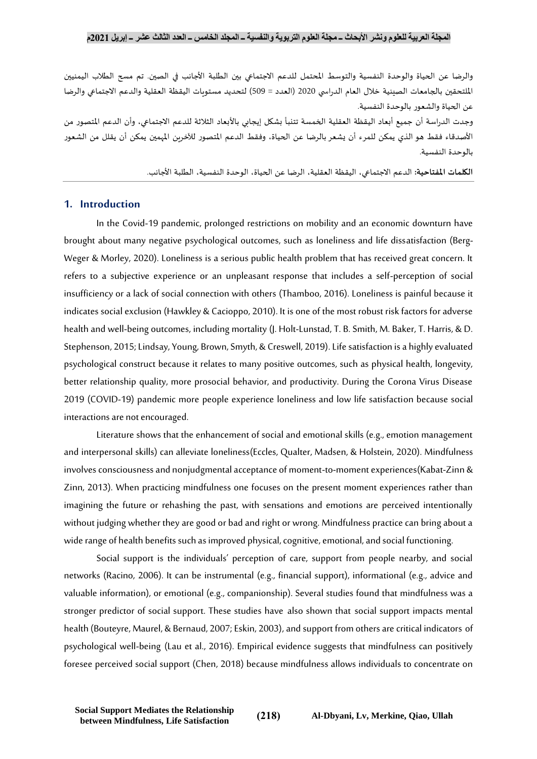والرضا عن الحياة والوحدة النفسية والتوسط المحتمل للدعم الاجتماعي بين الطلبة الأجانب في الصين. تم مسح الطلاب اليمنيين الملتحقين بالجامعات الصينية خلال العام الدراسي 2020 (العدد = 509) لتحديد مستويات اليقظة العقلية والدعم الاجتماعي والرضا عن الحياة والشعور بالوحدة النفسية.

وجدت الدراسة أن جميع أبعاد اليقظة العقلية الخمسة تتنبأ بشكل إيجابي بالأبعاد الثلاثة للدعم الاجتماعي، وأن الدعم المتصور من الأصدقاء فقط هو الذي يمكن للمرء أن يشعر بالرضا عن الحياة، وفقط الدعم المتصور للآخرين المهمين يمكن أن يقلل من الشعور بالوحدة النفسية.

**الكلمات المفتاحية:** الدعم الاجتماعي، اليقظة العقلية، الرضا عن الحياة، الوحدة النفسية، الطلبة الأجانب.

## 1. Introduction

In the Covid-19 pandemic, prolonged restrictions on mobility and an economic downturn have brought about many negative psychological outcomes, such as loneliness and life dissatisfaction (Berg-Weger & Morley, 2020). Loneliness is a serious public health problem that has received great concern. It refers to a subjective experience or an unpleasant response that includes a self-perception of social insufficiency or a lack of social connection with others (Thamboo, 2016). Loneliness is painful because it indicates social exclusion (Hawkley & Cacioppo, 2010). It is one of the most robust risk factors for adverse health and well-being outcomes, including mortality (J. Holt-Lunstad, T. B. Smith, M. Baker, T. Harris, & D. Stephenson, 2015; Lindsay, Young, Brown, Smyth, & Creswell, 2019). Life satisfaction is a highly evaluated psychological construct because it relates to many positive outcomes, such as physical health, longevity, better relationship quality, more prosocial behavior, and productivity. During the Corona Virus Disease 2019 (COVID-19) pandemic more people experience loneliness and low life satisfaction because social interactions are not encouraged.

Literature shows that the enhancement of social and emotional skills (e.g., emotion management and interpersonal skills) can alleviate loneliness(Eccles, Qualter, Madsen, & Holstein, 2020). Mindfulness involves consciousness and nonjudgmental acceptance of moment-to-moment experiences(Kabat-Zinn & Zinn, 2013). When practicing mindfulness one focuses on the present moment experiences rather than imagining the future or rehashing the past, with sensations and emotions are perceived intentionally without judging whether they are good or bad and right or wrong. Mindfulness practice can bring about a wide range of health benefits such as improved physical, cognitive, emotional, and social functioning.

Social support is the individuals' perception of care, support from people nearby, and social networks (Racino, 2006). It can be instrumental (e.g., financial support), informational (e.g., advice and valuable information), or emotional (e.g., companionship). Several studies found that mindfulness was a stronger predictor of social support. These studies have also shown that social support impacts mental health (Bouteyre, Maurel, & Bernaud, 2007; Eskin, 2003), and support from others are critical indicators of psychological well-being (Lau et al., 2016). Empirical evidence suggests that mindfulness can positively foresee perceived social support (Chen, 2018) because mindfulness allows individuals to concentrate on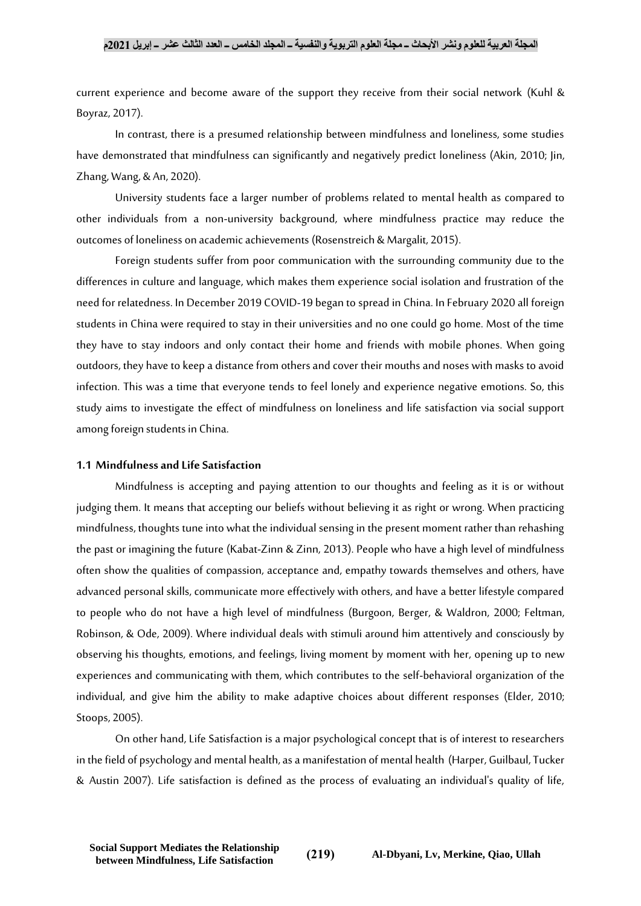current experience and become aware of the support they receive from their social network (Kuhl & Boyraz, 2017).

In contrast, there is a presumed relationship between mindfulness and loneliness, some studies have demonstrated that mindfulness can significantly and negatively predict loneliness (Akin, 2010; Jin, Zhang, Wang, & An, 2020).

University students face a larger number of problems related to mental health as compared to other individuals from a non-university background, where mindfulness practice may reduce the outcomes of loneliness on academic achievements (Rosenstreich & Margalit, 2015).

Foreign students suffer from poor communication with the surrounding community due to the differences in culture and language, which makes them experience social isolation and frustration of the need for relatedness. In December 2019 COVID-19 began to spread in China. In February 2020 all foreign students in China were required to stay in their universities and no one could go home. Most of the time they have to stay indoors and only contact their home and friends with mobile phones. When going outdoors, they have to keep a distance from others and cover their mouths and noses with masks to avoid infection. This was a time that everyone tends to feel lonely and experience negative emotions. So, this study aims to investigate the effect of mindfulness on loneliness and life satisfaction via social support among foreign students in China.

### 1.1 Mindfulness and Life Satisfaction

Mindfulness is accepting and paying attention to our thoughts and feeling as it is or without judging them. It means that accepting our beliefs without believing it as right or wrong. When practicing mindfulness, thoughts tune into what the individual sensing in the present moment rather than rehashing the past or imagining the future (Kabat-Zinn & Zinn, 2013). People who have a high level of mindfulness often show the qualities of compassion, acceptance and, empathy towards themselves and others, have advanced personal skills, communicate more effectively with others, and have a better lifestyle compared to people who do not have a high level of mindfulness (Burgoon, Berger, & Waldron, 2000; Feltman, Robinson, & Ode, 2009). Where individual deals with stimuli around him attentively and consciously by observing his thoughts, emotions, and feelings, living moment by moment with her, opening up to new experiences and communicating with them, which contributes to the self-behavioral organization of the individual, and give him the ability to make adaptive choices about different responses (Elder, 2010; Stoops, 2005).

On other hand, Life Satisfaction is a major psychological concept that is of interest to researchers in the field of psychology and mental health, as a manifestation of mental health (Harper, Guilbaul, Tucker & Austin 2007). Life satisfaction is defined as the process of evaluating an individual's quality of life,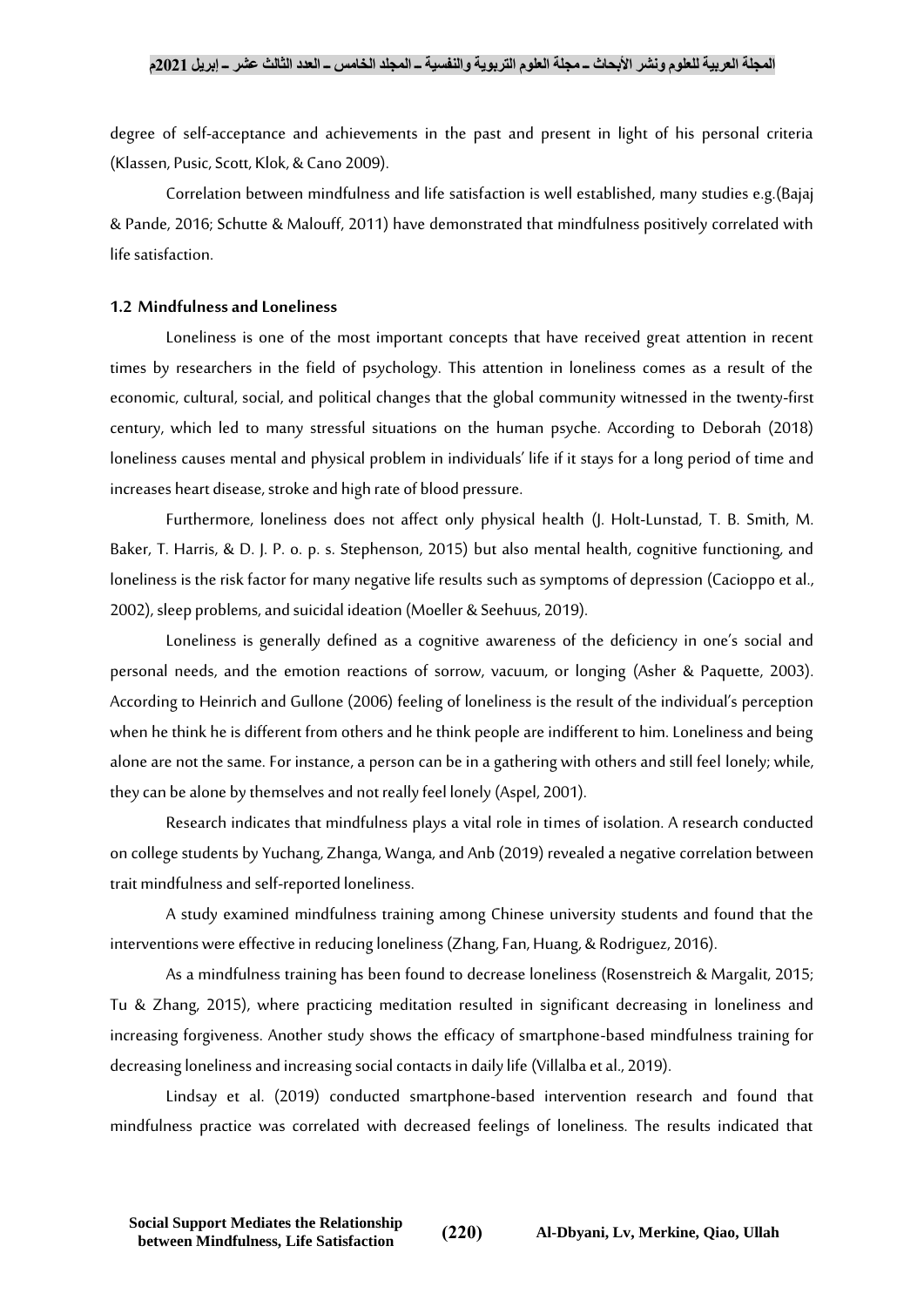degree of self-acceptance and achievements in the past and present in light of his personal criteria (Klassen, Pusic, Scott, Klok, & Cano 2009).

Correlation between mindfulness and life satisfaction is well established, many studies e.g.(Bajaj & Pande, 2016; Schutte & Malouff, 2011) have demonstrated that mindfulness positively correlated with life satisfaction.

### 1.2 Mindfulness and Loneliness

Loneliness is one of the most important concepts that have received great attention in recent times by researchers in the field of psychology. This attention in loneliness comes as a result of the economic, cultural, social, and political changes that the global community witnessed in the twenty-first century, which led to many stressful situations on the human psyche. According to Deborah (2018) loneliness causes mental and physical problem in individuals' life if it stays for a long period of time and increases heart disease, stroke and high rate of blood pressure.

Furthermore, loneliness does not affect only physical health (J. Holt-Lunstad, T. B. Smith, M. Baker, T. Harris, & D. J. P. o. p. s. Stephenson, 2015) but also mental health, cognitive functioning, and loneliness is the risk factor for many negative life results such as symptoms of depression (Cacioppo et al., 2002), sleep problems, and suicidal ideation (Moeller & Seehuus, 2019).

Loneliness is generally defined as a cognitive awareness of the deficiency in one's social and personal needs, and the emotion reactions of sorrow, vacuum, or longing (Asher & Paquette, 2003). According to Heinrich and Gullone (2006) feeling of loneliness is the result of the individual's perception when he think he is different from others and he think people are indifferent to him. Loneliness and being alone are not the same. For instance, a person can be in a gathering with others and still feel lonely; while, they can be alone by themselves and not really feel lonely (Aspel, 2001).

Research indicates that mindfulness plays a vital role in times of isolation. A research conducted on college students by Yuchang, Zhanga, Wanga, and Anb (2019) revealed a negative correlation between trait mindfulness and self-reported loneliness.

A study examined mindfulness training among Chinese university students and found that the interventions were effective in reducing loneliness (Zhang, Fan, Huang, & Rodriguez, 2016).

As a mindfulness training has been found to decrease loneliness (Rosenstreich & Margalit, 2015; Tu & Zhang, 2015), where practicing meditation resulted in significant decreasing in loneliness and increasing forgiveness. Another study shows the efficacy of smartphone-based mindfulness training for decreasing loneliness and increasing social contacts in daily life (Villalba et al., 2019).

Lindsay et al. (2019) conducted smartphone-based intervention research and found that mindfulness practice was correlated with decreased feelings of loneliness. The results indicated that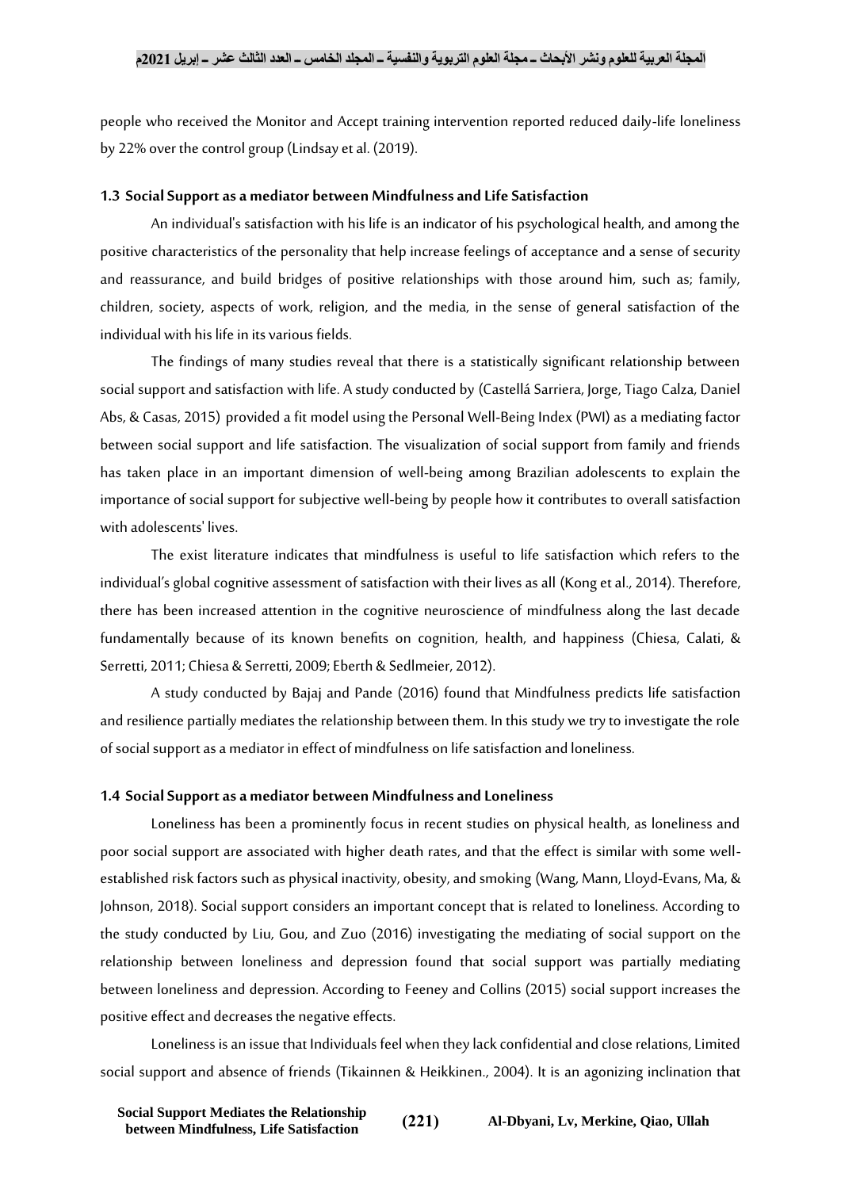people who received the Monitor and Accept training intervention reported reduced daily-life loneliness by 22% over the control group (Lindsay et al. (2019).

### 1.3 Social Support as a mediator between Mindfulness and Life Satisfaction

An individual's satisfaction with his life is an indicator of his psychological health, and among the positive characteristics of the personality that help increase feelings of acceptance and a sense of security and reassurance, and build bridges of positive relationships with those around him, such as; family, children, society, aspects of work, religion, and the media, in the sense of general satisfaction of the individual with his life in its various fields.

The findings of many studies reveal that there is a statistically significant relationship between social support and satisfaction with life. A study conducted by (Castellá Sarriera, Jorge, Tiago Calza, Daniel Abs, & Casas, 2015) provided a fit model using the Personal Well-Being Index (PWI) as a mediating factor between social support and life satisfaction. The visualization of social support from family and friends has taken place in an important dimension of well-being among Brazilian adolescents to explain the importance of social support for subjective well-being by people how it contributes to overall satisfaction with adolescents' lives.

The exist literature indicates that mindfulness is useful to life satisfaction which refers to the individual's global cognitive assessment of satisfaction with their lives as all (Kong et al., 2014). Therefore, there has been increased attention in the cognitive neuroscience of mindfulness along the last decade fundamentally because of its known benefits on cognition, health, and happiness (Chiesa, Calati, & Serretti, 2011; Chiesa & Serretti, 2009; Eberth & Sedlmeier, 2012).

A study conducted by Bajaj and Pande (2016) found that Mindfulness predicts life satisfaction and resilience partially mediates the relationship between them. In this study we try to investigate the role of social support as a mediator in effect of mindfulness on life satisfaction and loneliness.

### 1.4 Social Support as a mediator between Mindfulness and Loneliness

Loneliness has been a prominently focus in recent studies on physical health, as loneliness and poor social support are associated with higher death rates, and that the effect is similar with some well-established risk factors such as physical inactivity, obesity, and smoking (Wang, Mann, Lloyd-Evans, Ma, & Johnson, 2018). Social support considers an important concept that is related to loneliness. According to the study conducted by Liu, Gou, and Zuo (2016) investigating the mediating of social support on the relationship between loneliness and depression found that social support was partially mediating between loneliness and depression. According to Feeney and Collins (2015) social support increases the positive effect and decreases the negative effects.

Loneliness is an issue that Individuals feel when they lack confidential and close relations, Limited social support and absence of friends (Tikainnen & Heikkinen., 2004). It is an agonizing inclination that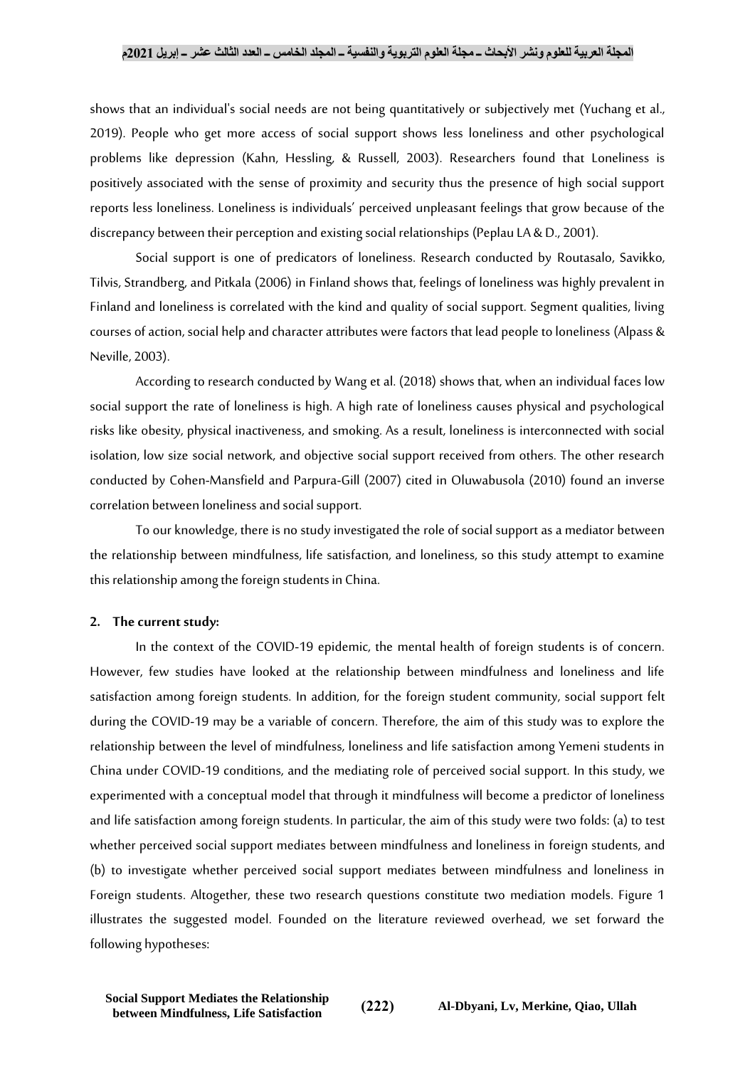shows that an individual's social needs are not being quantitatively or subjectively met (Yuchang et al., 2019). People who get more access of social support shows less loneliness and other psychological problems like depression (Kahn, Hessling, & Russell, 2003). Researchers found that Loneliness is positively associated with the sense of proximity and security thus the presence of high social support reports less loneliness. Loneliness is individuals' perceived unpleasant feelings that grow because of the discrepancy between their perception and existing social relationships (Peplau LA & D., 2001).

Social support is one of predicators of loneliness. Research conducted by Routasalo, Savikko, Tilvis, Strandberg, and Pitkala (2006) in Finland shows that, feelings of loneliness was highly prevalent in Finland and loneliness is correlated with the kind and quality of social support. Segment qualities, living courses of action, social help and character attributes were factors that lead people to loneliness (Alpass & Neville, 2003).

According to research conducted by Wang et al. (2018) shows that, when an individual faces low social support the rate of loneliness is high. A high rate of loneliness causes physical and psychological risks like obesity, physical inactiveness, and smoking. As a result, loneliness is interconnected with social isolation, low size social network, and objective social support received from others. The other research conducted by Cohen-Mansfield and Parpura-Gill (2007) cited in Oluwabusola (2010) found an inverse correlation between loneliness and social support.

To our knowledge, there is no study investigated the role of social support as a mediator between the relationship between mindfulness, life satisfaction, and loneliness, so this study attempt to examine this relationship among the foreign students in China.

## 2. The current study:

In the context of the COVID-19 epidemic, the mental health of foreign students is of concern. However, few studies have looked at the relationship between mindfulness and loneliness and life satisfaction among foreign students. In addition, for the foreign student community, social support felt during the COVID-19 may be a variable of concern. Therefore, the aim of this study was to explore the relationship between the level of mindfulness, loneliness and life satisfaction among Yemeni students in China under COVID-19 conditions, and the mediating role of perceived social support. In this study, we experimented with a conceptual model that through it mindfulness will become a predictor of loneliness and life satisfaction among foreign students. In particular, the aim of this study were two folds: (a) to test whether perceived social support mediates between mindfulness and loneliness in foreign students, and (b) to investigate whether perceived social support mediates between mindfulness and loneliness in Foreign students. Altogether, these two research questions constitute two mediation models. Figure 1 illustrates the suggested model. Founded on the literature reviewed overhead, we set forward the following hypotheses: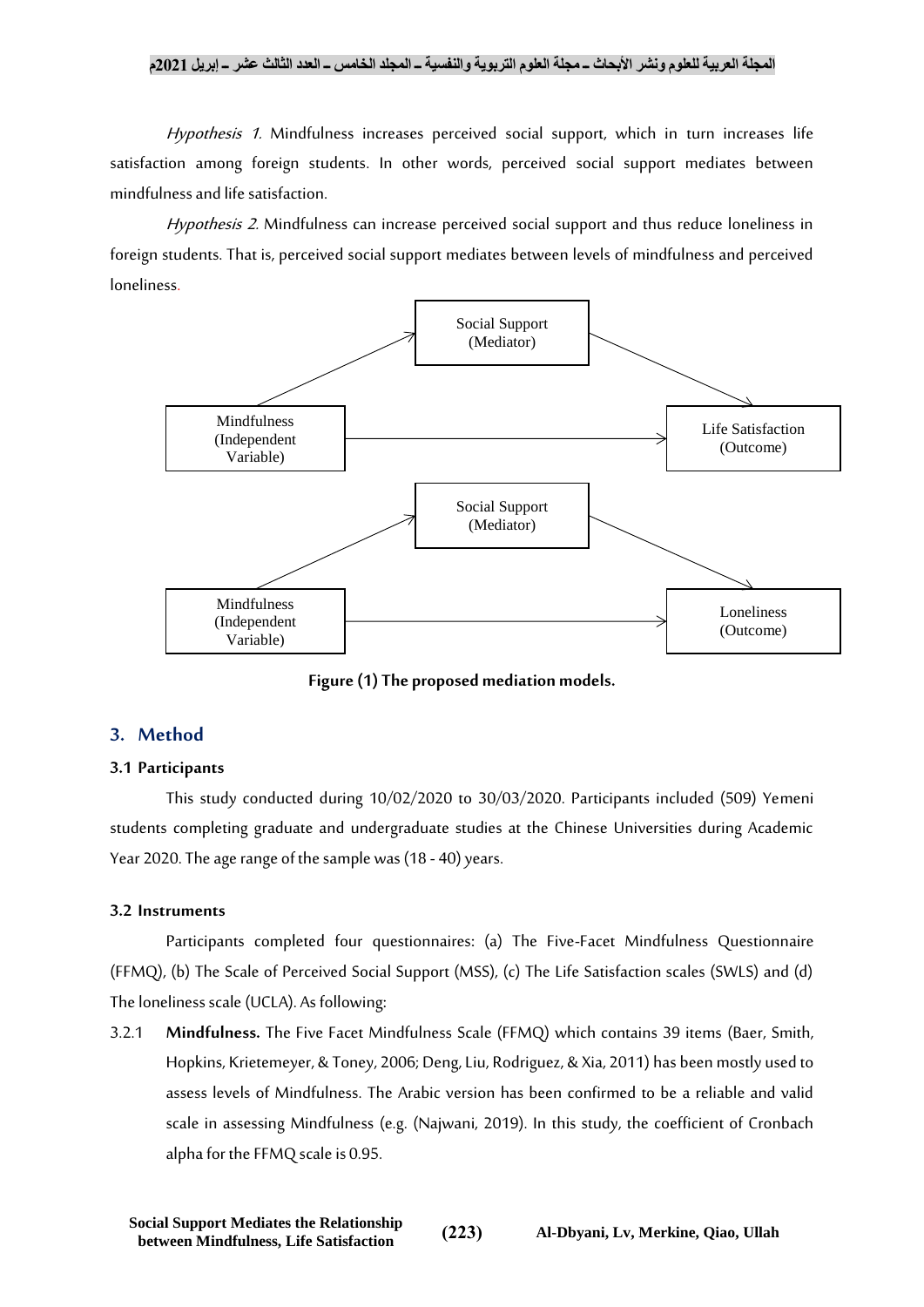*Hypothesis 1.* Mindfulness increases perceived social support, which in turn increases life satisfaction among foreign students. In other words, perceived social support mediates between mindfulness and life satisfaction.

*Hypothesis 2.* Mindfulness can increase perceived social support and thus reduce loneliness in foreign students. That is, perceived social support mediates between levels of mindfulness and perceived loneliness.

Social Support (Mediator)

Mindfulness (Independent Variable) → Life Satisfaction (Outcome)

Social Support (Mediator)

Mindfulness (Independent Variable) → Loneliness (Outcome)

**Figure (1) The proposed mediation models.**

## 3. Method

### 3.1 Participants

This study conducted during 10/02/2020 to 30/03/2020. Participants included (509) Yemeni students completing graduate and undergraduate studies at the Chinese Universities during Academic Year 2020. The age range of the sample was (18 - 40) years.

### 3.2 Instruments

Participants completed four questionnaires: (a) The Five-Facet Mindfulness Questionnaire (FFMQ), (b) The Scale of Perceived Social Support (MSS), (c) The Life Satisfaction scales (SWLS) and (d) The loneliness scale (UCLA). As following:

3.2.1 **Mindfulness.** The Five Facet Mindfulness Scale (FFMQ) which contains 39 items (Baer, Smith, Hopkins, Krietemeyer, & Toney, 2006; Deng, Liu, Rodriguez, & Xia, 2011) has been mostly used to assess levels of Mindfulness. The Arabic version has been confirmed to be a reliable and valid scale in assessing Mindfulness (e.g. (Najwani, 2019). In this study, the coefficient of Cronbach alpha for the FFMQ scale is 0.95.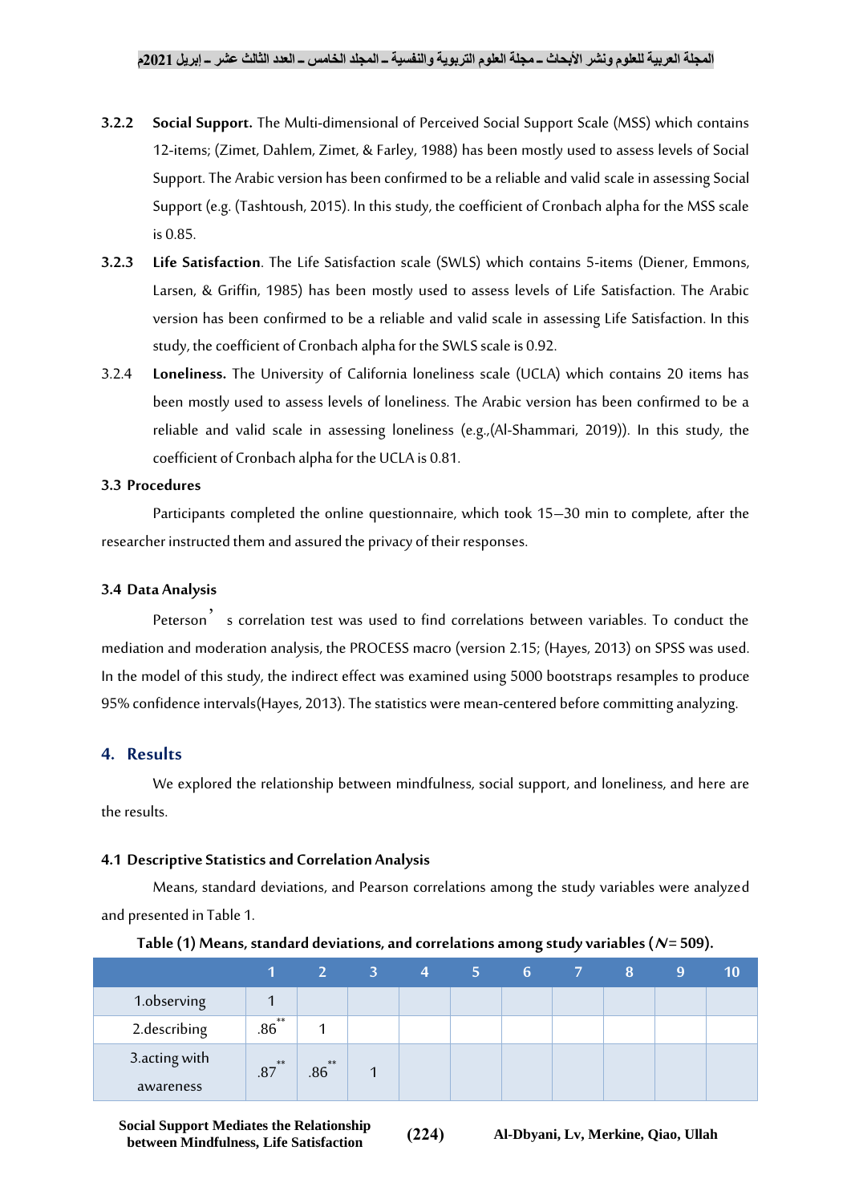3.2.2 **Social Support.** The Multi-dimensional of Perceived Social Support Scale (MSS) which contains 12-items; (Zimet, Dahlem, Zimet, & Farley, 1988) has been mostly used to assess levels of Social Support. The Arabic version has been confirmed to be a reliable and valid scale in assessing Social Support (e.g. (Tashtoush, 2015). In this study, the coefficient of Cronbach alpha for the MSS scale is 0.85.

3.2.3 **Life Satisfaction**. The Life Satisfaction scale (SWLS) which contains 5-items (Diener, Emmons, Larsen, & Griffin, 1985) has been mostly used to assess levels of Life Satisfaction. The Arabic version has been confirmed to be a reliable and valid scale in assessing Life Satisfaction. In this study, the coefficient of Cronbach alpha for the SWLS scale is 0.92.

3.2.4 **Loneliness.** The University of California loneliness scale (UCLA) which contains 20 items has been mostly used to assess levels of loneliness. The Arabic version has been confirmed to be a reliable and valid scale in assessing loneliness (e.g.,(Al-Shammari, 2019)). In this study, the coefficient of Cronbach alpha for the UCLA is 0.81.

### 3.3 Procedures

Participants completed the online questionnaire, which took 15–30 min to complete, after the researcher instructed them and assured the privacy of their responses.

### 3.4 Data Analysis

Peterson' s correlation test was used to find correlations between variables. To conduct the mediation and moderation analysis, the PROCESS macro (version 2.15; (Hayes, 2013) on SPSS was used. In the model of this study, the indirect effect was examined using 5000 bootstraps resamples to produce 95% confidence intervals(Hayes, 2013). The statistics were mean-centered before committing analyzing.

## 4. Results

We explored the relationship between mindfulness, social support, and loneliness, and here are the results.

### 4.1 Descriptive Statistics and Correlation Analysis

Means, standard deviations, and Pearson correlations among the study variables were analyzed and presented in Table 1.

**Table (1) Means, standard deviations, and correlations among study variables (*N* = 509).**

| | 1 | 2 | 3 | 4 | 5 | 6 | 7 | 8 | 9 | 10 |
|---|---|---|---|---|---|---|---|---|---|---|
| 1.observing | 1 | | | | | | | | | |
| 2.describing | .86** | 1 | | | | | | | | |
| 3.acting with awareness | .87** | .86** | 1 | | | | | | | |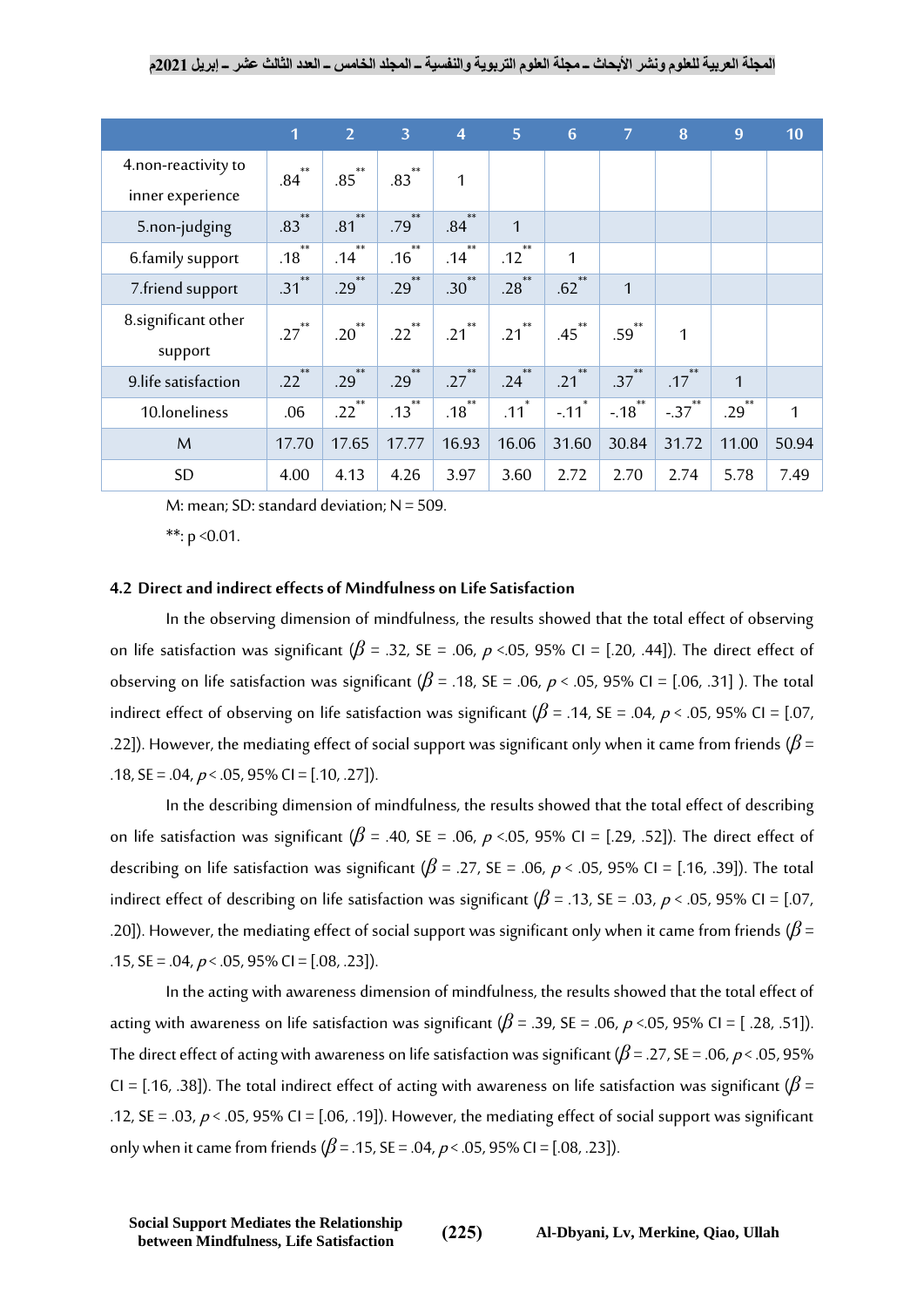| | 1 | 2 | 3 | 4 | 5 | 6 | 7 | 8 | 9 | 10 |
|---|---|---|---|---|---|---|---|---|---|---|
| 4.non-reactivity to inner experience | .84** | .85** | .83** | 1 | | | | | | |
| 5.non-judging | .83** | .81** | .79** | .84** | 1 | | | | | |
| 6.family support | .18** | .14** | .16** | .14** | .12** | 1 | | | | |
| 7.friend support | .31** | .29** | .29** | .30** | .28** | .62** | 1 | | | |
| 8.significant other support | .27** | .20** | .22** | .21** | .21** | .45** | .59** | 1 | | |
| 9.life satisfaction | .22** | .29** | .29** | .27** | .24** | .21** | .37** | .17** | 1 | |
| 10.loneliness | .06 | .22** | .13** | .18** | .11* | -.11* | -.18** | -.37** | .29** | 1 |
| M | 17.70 | 17.65 | 17.77 | 16.93 | 16.06 | 31.60 | 30.84 | 31.72 | 11.00 | 50.94 |
| SD | 4.00 | 4.13 | 4.26 | 3.97 | 3.60 | 2.72 | 2.70 | 2.74 | 5.78 | 7.49 |

M: mean; SD: standard deviation; N = 509.

**: p <0.01.

### 4.2 Direct and indirect effects of Mindfulness on Life Satisfaction

In the observing dimension of mindfulness, the results showed that the total effect of observing on life satisfaction was significant ($\beta$ = .32, SE = .06, $p$ <.05, 95% CI = [.20, .44]). The direct effect of observing on life satisfaction was significant ($\beta$ = .18, SE = .06, $p$ < .05, 95% CI = [.06, .31] ). The total indirect effect of observing on life satisfaction was significant ($\beta$ = .14, SE = .04, $p$ < .05, 95% CI = [.07, .22]). However, the mediating effect of social support was significant only when it came from friends ($\beta$ = .18, SE = .04, $p$ < .05, 95% CI = [.10, .27]).

In the describing dimension of mindfulness, the results showed that the total effect of describing on life satisfaction was significant ($\beta$ = .40, SE = .06, $p$ <.05, 95% CI = [.29, .52]). The direct effect of describing on life satisfaction was significant ($\beta$ = .27, SE = .06, $p$ < .05, 95% CI = [.16, .39]). The total indirect effect of describing on life satisfaction was significant ($\beta$ = .13, SE = .03, $p$ < .05, 95% CI = [.07, .20]). However, the mediating effect of social support was significant only when it came from friends ($\beta$ = .15, SE = .04, $p$ < .05, 95% CI = [.08, .23]).

In the acting with awareness dimension of mindfulness, the results showed that the total effect of acting with awareness on life satisfaction was significant ($\beta$ = .39, SE = .06, $p$ <.05, 95% CI = [ .28, .51]). The direct effect of acting with awareness on life satisfaction was significant ($\beta$ = .27, SE = .06, $p$ < .05, 95% CI = [.16, .38]). The total indirect effect of acting with awareness on life satisfaction was significant ($\beta$ = .12, SE = .03, $p$ < .05, 95% CI = [.06, .19]). However, the mediating effect of social support was significant only when it came from friends ($\beta$ = .15, SE = .04, $p$ < .05, 95% CI = [.08, .23]).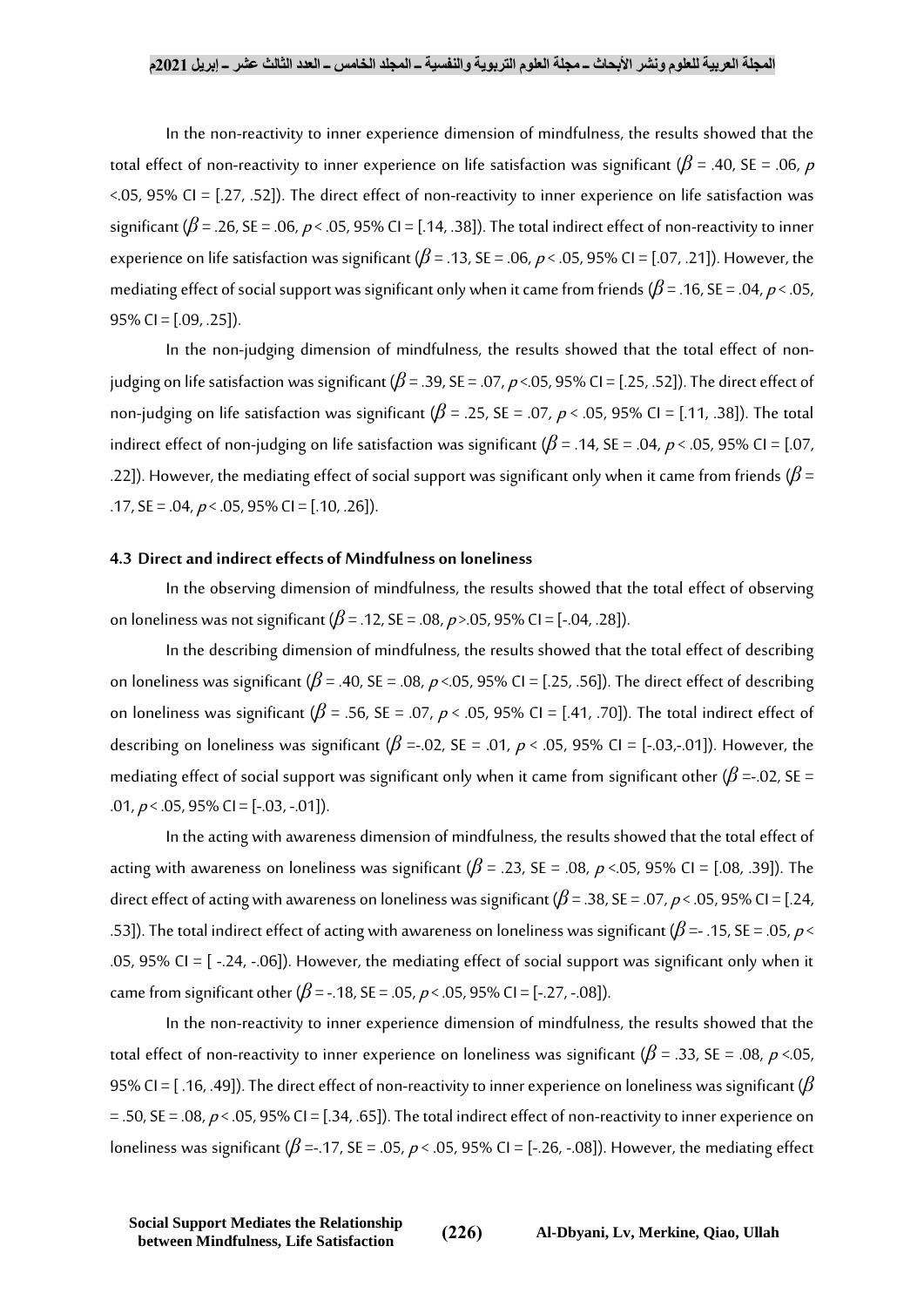In the non-reactivity to inner experience dimension of mindfulness, the results showed that the total effect of non-reactivity to inner experience on life satisfaction was significant ($\beta$ = .40, SE = .06, $p$ <.05, 95% CI = [.27, .52]). The direct effect of non-reactivity to inner experience on life satisfaction was significant ($\beta$ = .26, SE = .06, $p$ < .05, 95% CI = [.14, .38]). The total indirect effect of non-reactivity to inner experience on life satisfaction was significant ($\beta$ = .13, SE = .06, $p$ < .05, 95% CI = [.07, .21]). However, the mediating effect of social support was significant only when it came from friends ($\beta$ = .16, SE = .04, $p$ < .05, 95% CI = [.09, .25]).

In the non-judging dimension of mindfulness, the results showed that the total effect of non-judging on life satisfaction was significant ($\beta$ = .39, SE = .07, $p$ <.05, 95% CI = [.25, .52]). The direct effect of non-judging on life satisfaction was significant ($\beta$ = .25, SE = .07, $p$ < .05, 95% CI = [.11, .38]). The total indirect effect of non-judging on life satisfaction was significant ($\beta$ = .14, SE = .04, $p$ < .05, 95% CI = [.07, .22]). However, the mediating effect of social support was significant only when it came from friends ($\beta$ = .17, SE = .04, $p$ < .05, 95% CI = [.10, .26]).

### 4.3 Direct and indirect effects of Mindfulness on loneliness

In the observing dimension of mindfulness, the results showed that the total effect of observing on loneliness was not significant ($\beta$ = .12, SE = .08, $p$ >.05, 95% CI = [-.04, .28]).

In the describing dimension of mindfulness, the results showed that the total effect of describing on loneliness was significant ($\beta$ = .40, SE = .08, $p$ <.05, 95% CI = [.25, .56]). The direct effect of describing on loneliness was significant ($\beta$ = .56, SE = .07, $p$ < .05, 95% CI = [.41, .70]). The total indirect effect of describing on loneliness was significant ($\beta$ =-.02, SE = .01, $p$ < .05, 95% CI = [-.03,-.01]). However, the mediating effect of social support was significant only when it came from significant other ($\beta$ =-.02, SE = .01, $p$ < .05, 95% CI = [-.03, -.01]).

In the acting with awareness dimension of mindfulness, the results showed that the total effect of acting with awareness on loneliness was significant ($\beta$ = .23, SE = .08, $p$ <.05, 95% CI = [.08, .39]). The direct effect of acting with awareness on loneliness was significant ($\beta$ = .38, SE = .07, $p$ < .05, 95% CI = [.24, .53]). The total indirect effect of acting with awareness on loneliness was significant ($\beta$ =- .15, SE = .05, $p$ < .05, 95% CI = [ -.24, -.06]). However, the mediating effect of social support was significant only when it came from significant other ($\beta$ = -.18, SE = .05, $p$ < .05, 95% CI = [-.27, -.08]).

In the non-reactivity to inner experience dimension of mindfulness, the results showed that the total effect of non-reactivity to inner experience on loneliness was significant ($\beta$ = .33, SE = .08, $p$ <.05, 95% CI = [ .16, .49]). The direct effect of non-reactivity to inner experience on loneliness was significant ($\beta$ = .50, SE = .08, $p$ < .05, 95% CI = [.34, .65]). The total indirect effect of non-reactivity to inner experience on loneliness was significant ($\beta$ =-.17, SE = .05, $p$ < .05, 95% CI = [-.26, -.08]). However, the mediating effect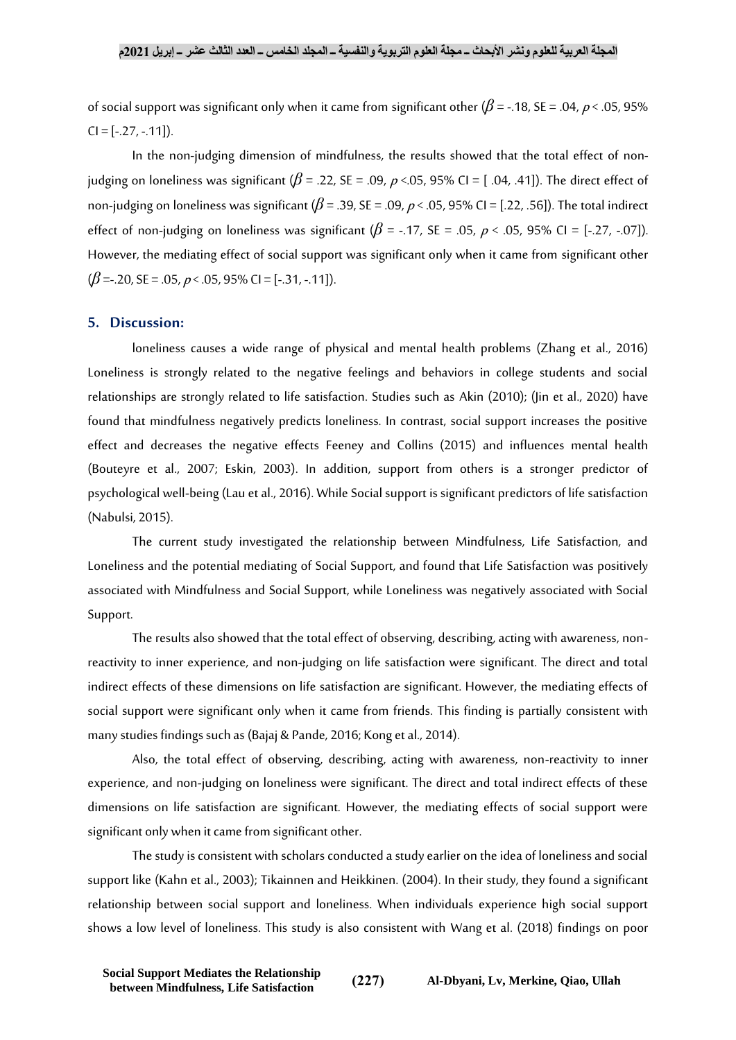of social support was significant only when it came from significant other ($\beta$ = -.18, SE = .04, $p$ < .05, 95% CI = [-.27, -.11]).

In the non-judging dimension of mindfulness, the results showed that the total effect of non-judging on loneliness was significant ($\beta$ = .22, SE = .09, $p$ <.05, 95% CI = [ .04, .41]). The direct effect of non-judging on loneliness was significant ($\beta$ = .39, SE = .09, $p$ < .05, 95% CI = [.22, .56]). The total indirect effect of non-judging on loneliness was significant ($\beta$ = -.17, SE = .05, $p$ < .05, 95% CI = [-.27, -.07]). However, the mediating effect of social support was significant only when it came from significant other ($\beta$ =-.20, SE = .05, $p$ < .05, 95% CI = [-.31, -.11]).

## 5. Discussion:

loneliness causes a wide range of physical and mental health problems (Zhang et al., 2016) Loneliness is strongly related to the negative feelings and behaviors in college students and social relationships are strongly related to life satisfaction. Studies such as Akin (2010); (Jin et al., 2020) have found that mindfulness negatively predicts loneliness. In contrast, social support increases the positive effect and decreases the negative effects Feeney and Collins (2015) and influences mental health (Bouteyre et al., 2007; Eskin, 2003). In addition, support from others is a stronger predictor of psychological well-being (Lau et al., 2016). While Social support is significant predictors of life satisfaction (Nabulsi, 2015).

The current study investigated the relationship between Mindfulness, Life Satisfaction, and Loneliness and the potential mediating of Social Support, and found that Life Satisfaction was positively associated with Mindfulness and Social Support, while Loneliness was negatively associated with Social Support.

The results also showed that the total effect of observing, describing, acting with awareness, non-reactivity to inner experience, and non-judging on life satisfaction were significant. The direct and total indirect effects of these dimensions on life satisfaction are significant. However, the mediating effects of social support were significant only when it came from friends. This finding is partially consistent with many studies findings such as (Bajaj & Pande, 2016; Kong et al., 2014).

Also, the total effect of observing, describing, acting with awareness, non-reactivity to inner experience, and non-judging on loneliness were significant. The direct and total indirect effects of these dimensions on life satisfaction are significant. However, the mediating effects of social support were significant only when it came from significant other.

The study is consistent with scholars conducted a study earlier on the idea of loneliness and social support like (Kahn et al., 2003); Tikainnen and Heikkinen. (2004). In their study, they found a significant relationship between social support and loneliness. When individuals experience high social support shows a low level of loneliness. This study is also consistent with Wang et al. (2018) findings on poor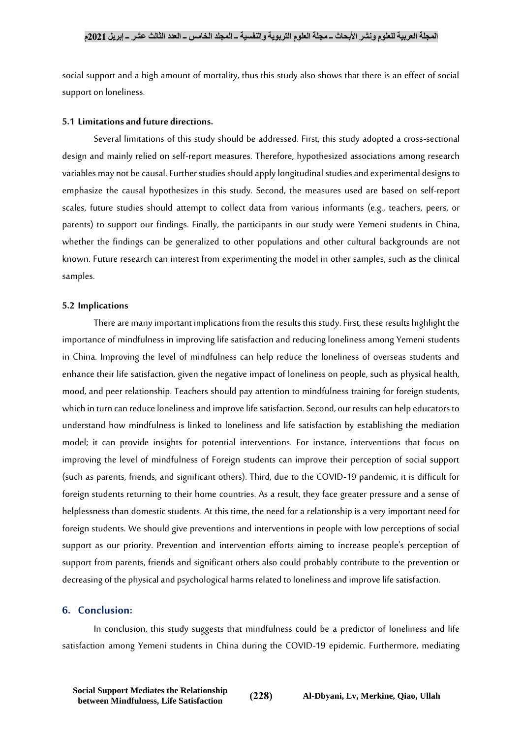social support and a high amount of mortality, thus this study also shows that there is an effect of social support on loneliness.

### 5.1 Limitations and future directions.

Several limitations of this study should be addressed. First, this study adopted a cross-sectional design and mainly relied on self-report measures. Therefore, hypothesized associations among research variables may not be causal. Further studies should apply longitudinal studies and experimental designs to emphasize the causal hypothesizes in this study. Second, the measures used are based on self-report scales, future studies should attempt to collect data from various informants (e.g., teachers, peers, or parents) to support our findings. Finally, the participants in our study were Yemeni students in China, whether the findings can be generalized to other populations and other cultural backgrounds are not known. Future research can interest from experimenting the model in other samples, such as the clinical samples.

### 5.2 Implications

There are many important implications from the results this study. First, these results highlight the importance of mindfulness in improving life satisfaction and reducing loneliness among Yemeni students in China. Improving the level of mindfulness can help reduce the loneliness of overseas students and enhance their life satisfaction, given the negative impact of loneliness on people, such as physical health, mood, and peer relationship. Teachers should pay attention to mindfulness training for foreign students, which in turn can reduce loneliness and improve life satisfaction. Second, our results can help educators to understand how mindfulness is linked to loneliness and life satisfaction by establishing the mediation model; it can provide insights for potential interventions. For instance, interventions that focus on improving the level of mindfulness of Foreign students can improve their perception of social support (such as parents, friends, and significant others). Third, due to the COVID-19 pandemic, it is difficult for foreign students returning to their home countries. As a result, they face greater pressure and a sense of helplessness than domestic students. At this time, the need for a relationship is a very important need for foreign students. We should give preventions and interventions in people with low perceptions of social support as our priority. Prevention and intervention efforts aiming to increase people's perception of support from parents, friends and significant others also could probably contribute to the prevention or decreasing of the physical and psychological harms related to loneliness and improve life satisfaction.

## 6. Conclusion:

In conclusion, this study suggests that mindfulness could be a predictor of loneliness and life satisfaction among Yemeni students in China during the COVID-19 epidemic. Furthermore, mediating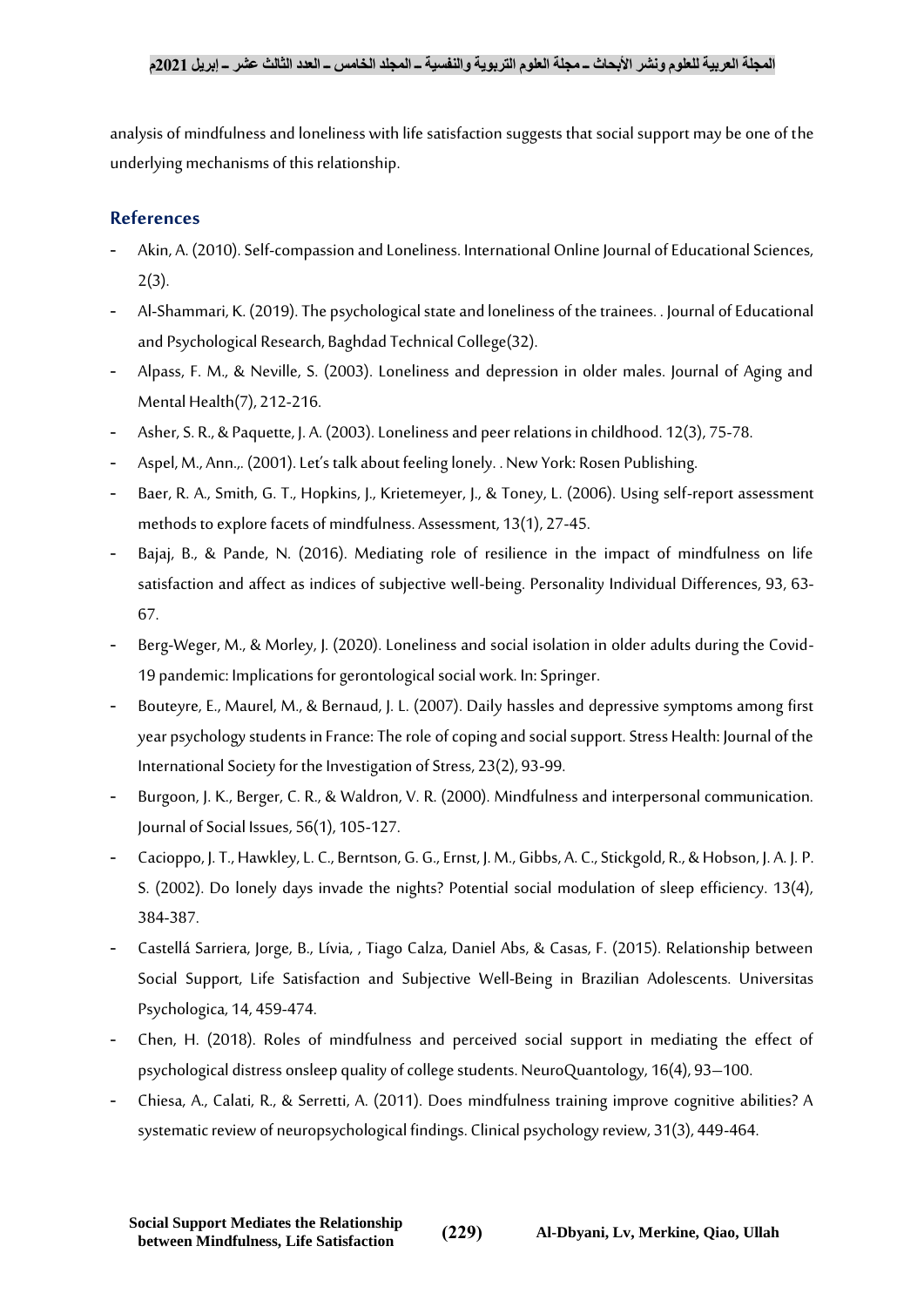analysis of mindfulness and loneliness with life satisfaction suggests that social support may be one of the underlying mechanisms of this relationship.

## References

- Akin, A. (2010). Self-compassion and Loneliness. International Online Journal of Educational Sciences, 2(3).
- Al-Shammari, K. (2019). The psychological state and loneliness of the trainees. . Journal of Educational and Psychological Research, Baghdad Technical College(32).
- Alpass, F. M., & Neville, S. (2003). Loneliness and depression in older males. Journal of Aging and Mental Health(7), 212-216.
- Asher, S. R., & Paquette, J. A. (2003). Loneliness and peer relations in childhood. 12(3), 75-78.
- Aspel, M., Ann.,. (2001). Let's talk about feeling lonely. . New York: Rosen Publishing.
- Baer, R. A., Smith, G. T., Hopkins, J., Krietemeyer, J., & Toney, L. (2006). Using self-report assessment methods to explore facets of mindfulness. Assessment, 13(1), 27-45.
- Bajaj, B., & Pande, N. (2016). Mediating role of resilience in the impact of mindfulness on life satisfaction and affect as indices of subjective well-being. Personality Individual Differences, 93, 63-67.
- Berg-Weger, M., & Morley, J. (2020). Loneliness and social isolation in older adults during the Covid-19 pandemic: Implications for gerontological social work. In: Springer.
- Bouteyre, E., Maurel, M., & Bernaud, J. L. (2007). Daily hassles and depressive symptoms among first year psychology students in France: The role of coping and social support. Stress Health: Journal of the International Society for the Investigation of Stress, 23(2), 93-99.
- Burgoon, J. K., Berger, C. R., & Waldron, V. R. (2000). Mindfulness and interpersonal communication. Journal of Social Issues, 56(1), 105-127.
- Cacioppo, J. T., Hawkley, L. C., Berntson, G. G., Ernst, J. M., Gibbs, A. C., Stickgold, R., & Hobson, J. A. J. P. S. (2002). Do lonely days invade the nights? Potential social modulation of sleep efficiency. 13(4), 384-387.
- Castellá Sarriera, Jorge, B., Lívia, , Tiago Calza, Daniel Abs, & Casas, F. (2015). Relationship between Social Support, Life Satisfaction and Subjective Well-Being in Brazilian Adolescents. Universitas Psychologica, 14, 459-474.
- Chen, H. (2018). Roles of mindfulness and perceived social support in mediating the effect of psychological distress onsleep quality of college students. NeuroQuantology, 16(4), 93–100.
- Chiesa, A., Calati, R., & Serretti, A. (2011). Does mindfulness training improve cognitive abilities? A systematic review of neuropsychological findings. Clinical psychology review, 31(3), 449-464.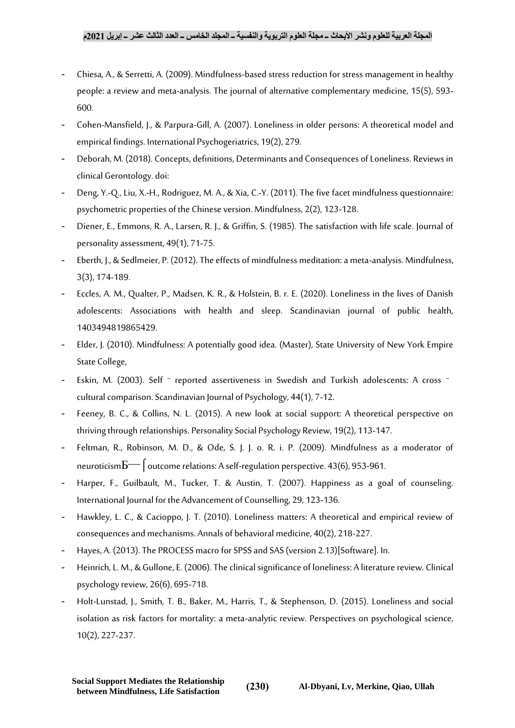- Chiesa, A., & Serretti, A. (2009). Mindfulness-based stress reduction for stress management in healthy people: a review and meta-analysis. The journal of alternative complementary medicine, 15(5), 593-600.
- Cohen-Mansfield, J., & Parpura-Gill, A. (2007). Loneliness in older persons: A theoretical model and empirical findings. International Psychogeriatrics, 19(2), 279.
- Deborah, M. (2018). Concepts, definitions, Determinants and Consequences of Loneliness. Reviews in clinical Gerontology. doi:
- Deng, Y.-Q., Liu, X.-H., Rodriguez, M. A., & Xia, C.-Y. (2011). The five facet mindfulness questionnaire: psychometric properties of the Chinese version. Mindfulness, 2(2), 123-128.
- Diener, E., Emmons, R. A., Larsen, R. J., & Griffin, S. (1985). The satisfaction with life scale. Journal of personality assessment, 49(1), 71-75.
- Eberth, J., & Sedlmeier, P. (2012). The effects of mindfulness meditation: a meta-analysis. Mindfulness, 3(3), 174-189.
- Eccles, A. M., Qualter, P., Madsen, K. R., & Holstein, B. r. E. (2020). Loneliness in the lives of Danish adolescents: Associations with health and sleep. Scandinavian journal of public health, 1403494819865429.
- Elder, J. (2010). Mindfulness: A potentially good idea. (Master), State University of New York Empire State College,
- Eskin, M. (2003). Self ‐ reported assertiveness in Swedish and Turkish adolescents: A cross ‐ cultural comparison. Scandinavian Journal of Psychology, 44(1), 7-12.
- Feeney, B. C., & Collins, N. L. (2015). A new look at social support: A theoretical perspective on thriving through relationships. Personality Social Psychology Review, 19(2), 113-147.
- Feltman, R., Robinson, M. D., & Ode, S. J. J. o. R. i. P. (2009). Mindfulness as a moderator of neuroticismБ—⌠outcome relations: A self-regulation perspective. 43(6), 953-961.
- Harper, F., Guilbault, M., Tucker, T. & Austin, T. (2007). Happiness as a goal of counseling. International Journal for the Advancement of Counselling, 29, 123-136.
- Hawkley, L. C., & Cacioppo, J. T. (2010). Loneliness matters: A theoretical and empirical review of consequences and mechanisms. Annals of behavioral medicine, 40(2), 218-227.
- Hayes, A. (2013). The PROCESS macro for SPSS and SAS (version 2.13)[Software]. In.
- Heinrich, L. M., & Gullone, E. (2006). The clinical significance of loneliness: A literature review. Clinical psychology review, 26(6), 695-718.
- Holt-Lunstad, J., Smith, T. B., Baker, M., Harris, T., & Stephenson, D. (2015). Loneliness and social isolation as risk factors for mortality: a meta-analytic review. Perspectives on psychological science, 10(2), 227-237.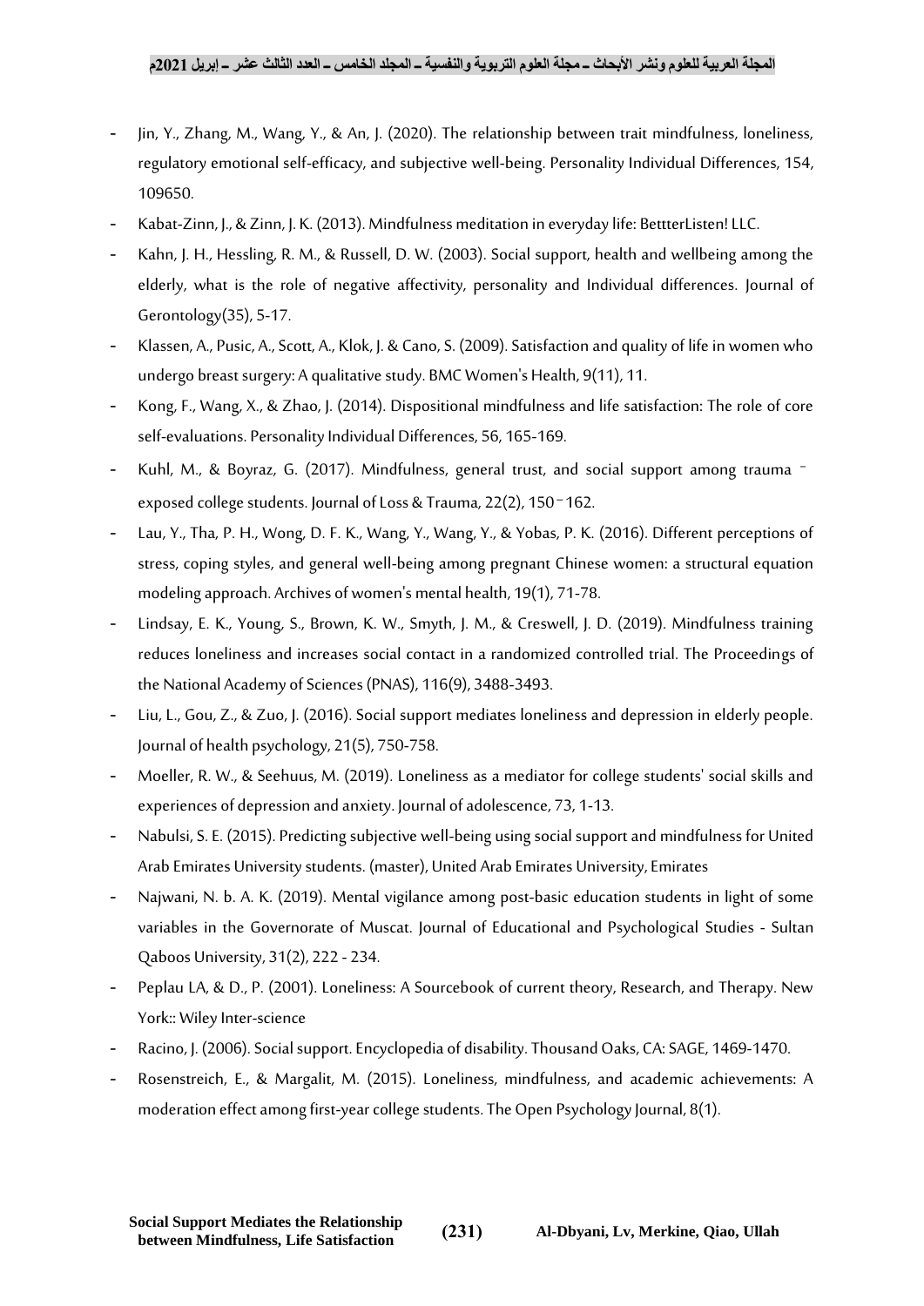- Jin, Y., Zhang, M., Wang, Y., & An, J. (2020). The relationship between trait mindfulness, loneliness, regulatory emotional self-efficacy, and subjective well-being. Personality Individual Differences, 154, 109650.
- Kabat-Zinn, J., & Zinn, J. K. (2013). Mindfulness meditation in everyday life: BettterListen! LLC.
- Kahn, J. H., Hessling, R. M., & Russell, D. W. (2003). Social support, health and wellbeing among the elderly, what is the role of negative affectivity, personality and Individual differences. Journal of Gerontology(35), 5-17.
- Klassen, A., Pusic, A., Scott, A., Klok, J. & Cano, S. (2009). Satisfaction and quality of life in women who undergo breast surgery: A qualitative study. BMC Women's Health, 9(11), 11.
- Kong, F., Wang, X., & Zhao, J. (2014). Dispositional mindfulness and life satisfaction: The role of core self-evaluations. Personality Individual Differences, 56, 165-169.
- Kuhl, M., & Boyraz, G. (2017). Mindfulness, general trust, and social support among trauma‐exposed college students. Journal of Loss & Trauma, 22(2), 150‐162.
- Lau, Y., Tha, P. H., Wong, D. F. K., Wang, Y., Wang, Y., & Yobas, P. K. (2016). Different perceptions of stress, coping styles, and general well-being among pregnant Chinese women: a structural equation modeling approach. Archives of women's mental health, 19(1), 71-78.
- Lindsay, E. K., Young, S., Brown, K. W., Smyth, J. M., & Creswell, J. D. (2019). Mindfulness training reduces loneliness and increases social contact in a randomized controlled trial. The Proceedings of the National Academy of Sciences (PNAS), 116(9), 3488-3493.
- Liu, L., Gou, Z., & Zuo, J. (2016). Social support mediates loneliness and depression in elderly people. Journal of health psychology, 21(5), 750-758.
- Moeller, R. W., & Seehuus, M. (2019). Loneliness as a mediator for college students' social skills and experiences of depression and anxiety. Journal of adolescence, 73, 1-13.
- Nabulsi, S. E. (2015). Predicting subjective well-being using social support and mindfulness for United Arab Emirates University students. (master), United Arab Emirates University, Emirates
- Najwani, N. b. A. K. (2019). Mental vigilance among post-basic education students in light of some variables in the Governorate of Muscat. Journal of Educational and Psychological Studies - Sultan Qaboos University, 31(2), 222 - 234.
- Peplau LA, & D., P. (2001). Loneliness: A Sourcebook of current theory, Research, and Therapy. New York:: Wiley Inter-science
- Racino, J. (2006). Social support. Encyclopedia of disability. Thousand Oaks, CA: SAGE, 1469-1470.
- Rosenstreich, E., & Margalit, M. (2015). Loneliness, mindfulness, and academic achievements: A moderation effect among first-year college students. The Open Psychology Journal, 8(1).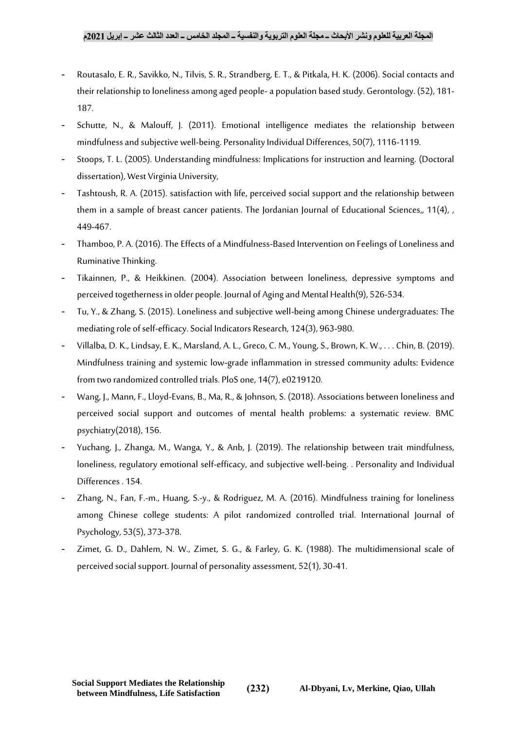- Routasalo, E. R., Savikko, N., Tilvis, S. R., Strandberg, E. T., & Pitkala, H. K. (2006). Social contacts and their relationship to loneliness among aged people- a population based study. Gerontology. (52), 181-187.
- Schutte, N., & Malouff, J. (2011). Emotional intelligence mediates the relationship between mindfulness and subjective well-being. Personality Individual Differences, 50(7), 1116-1119.
- Stoops, T. L. (2005). Understanding mindfulness: Implications for instruction and learning. (Doctoral dissertation), West Virginia University,
- Tashtoush, R. A. (2015). satisfaction with life, perceived social support and the relationship between them in a sample of breast cancer patients. The Jordanian Journal of Educational Sciences,, 11(4), , 449-467.
- Thamboo, P. A. (2016). The Effects of a Mindfulness-Based Intervention on Feelings of Loneliness and Ruminative Thinking.
- Tikainnen, P., & Heikkinen. (2004). Association between loneliness, depressive symptoms and perceived togetherness in older people. Journal of Aging and Mental Health(9), 526-534.
- Tu, Y., & Zhang, S. (2015). Loneliness and subjective well-being among Chinese undergraduates: The mediating role of self-efficacy. Social Indicators Research, 124(3), 963-980.
- Villalba, D. K., Lindsay, E. K., Marsland, A. L., Greco, C. M., Young, S., Brown, K. W., . . . Chin, B. (2019). Mindfulness training and systemic low-grade inflammation in stressed community adults: Evidence from two randomized controlled trials. PloS one, 14(7), e0219120.
- Wang, J., Mann, F., Lloyd-Evans, B., Ma, R., & Johnson, S. (2018). Associations between loneliness and perceived social support and outcomes of mental health problems: a systematic review. BMC psychiatry(2018), 156.
- Yuchang, J., Zhanga, M., Wanga, Y., & Anb, J. (2019). The relationship between trait mindfulness, loneliness, regulatory emotional self-efficacy, and subjective well-being. . Personality and Individual Differences . 154.
- Zhang, N., Fan, F.-m., Huang, S.-y., & Rodriguez, M. A. (2016). Mindfulness training for loneliness among Chinese college students: A pilot randomized controlled trial. International Journal of Psychology, 53(5), 373-378.
- Zimet, G. D., Dahlem, N. W., Zimet, S. G., & Farley, G. K. (1988). The multidimensional scale of perceived social support. Journal of personality assessment, 52(1), 30-41.